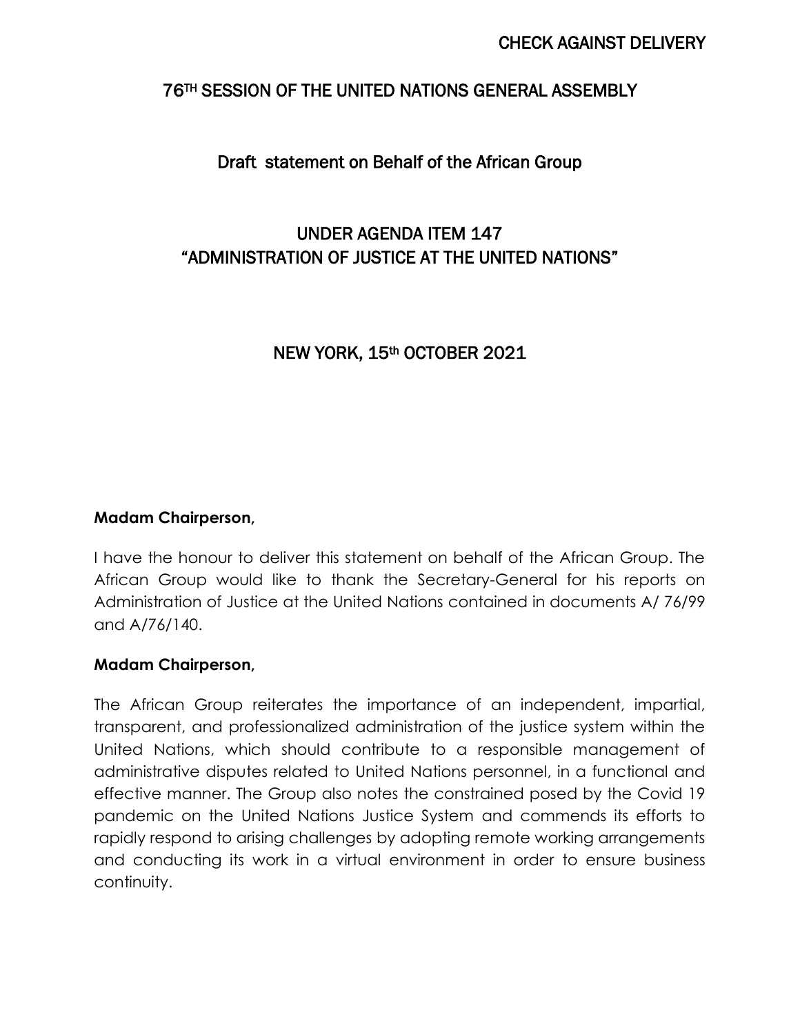CHECK AGAINST DELIVERY

# 76TH SESSION OF THE UNITED NATIONS GENERAL ASSEMBLY

## Draft statement on Behalf of the African Group

## UNDER AGENDA ITEM 147 “ADMINISTRATION OF JUSTICE AT THE UNITED NATIONS”

## NEW YORK, 15th OCTOBER 2021

**Madam Chairperson,**

I have the honour to deliver this statement on behalf of the African Group. The African Group would like to thank the Secretary-General for his reports on Administration of Justice at the United Nations contained in documents A/ 76/99 and A/76/140.

**Madam Chairperson,**

The African Group reiterates the importance of an independent, impartial, transparent, and professionalized administration of the justice system within the United Nations, which should contribute to a responsible management of administrative disputes related to United Nations personnel, in a functional and effective manner. The Group also notes the constrained posed by the Covid 19 pandemic on the United Nations Justice System and commends its efforts to rapidly respond to arising challenges by adopting remote working arrangements and conducting its work in a virtual environment in order to ensure business continuity.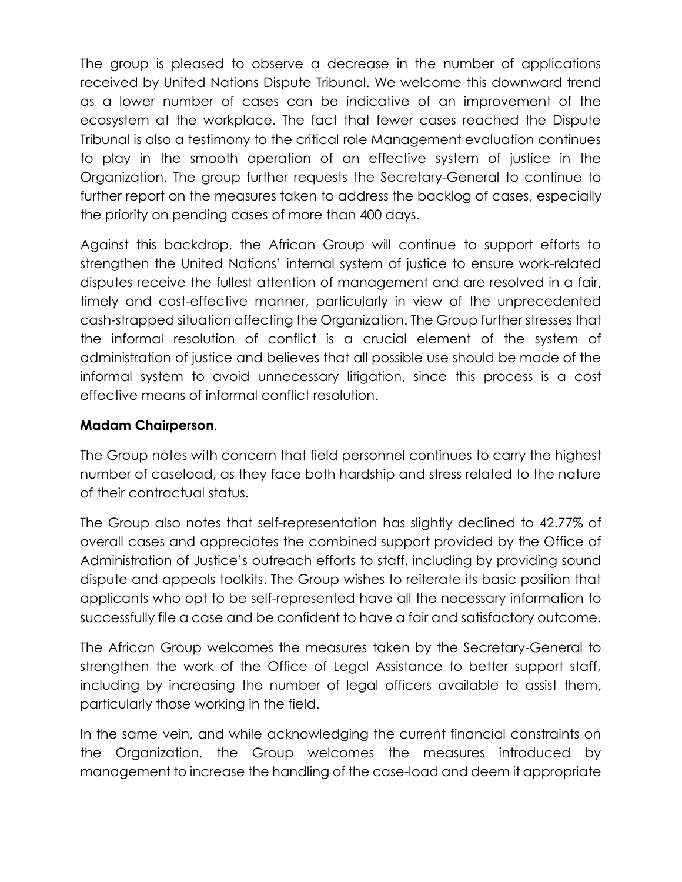The group is pleased to observe a decrease in the number of applications received by United Nations Dispute Tribunal. We welcome this downward trend as a lower number of cases can be indicative of an improvement of the ecosystem at the workplace. The fact that fewer cases reached the Dispute Tribunal is also a testimony to the critical role Management evaluation continues to play in the smooth operation of an effective system of justice in the Organization. The group further requests the Secretary-General to continue to further report on the measures taken to address the backlog of cases, especially the priority on pending cases of more than 400 days.

Against this backdrop, the African Group will continue to support efforts to strengthen the United Nations' internal system of justice to ensure work-related disputes receive the fullest attention of management and are resolved in a fair, timely and cost-effective manner, particularly in view of the unprecedented cash-strapped situation affecting the Organization. The Group further stresses that the informal resolution of conflict is a crucial element of the system of administration of justice and believes that all possible use should be made of the informal system to avoid unnecessary litigation, since this process is a cost effective means of informal conflict resolution.

**Madam Chairperson**,

The Group notes with concern that field personnel continues to carry the highest number of caseload, as they face both hardship and stress related to the nature of their contractual status.

The Group also notes that self-representation has slightly declined to 42.77% of overall cases and appreciates the combined support provided by the Office of Administration of Justice's outreach efforts to staff, including by providing sound dispute and appeals toolkits. The Group wishes to reiterate its basic position that applicants who opt to be self-represented have all the necessary information to successfully file a case and be confident to have a fair and satisfactory outcome.

The African Group welcomes the measures taken by the Secretary-General to strengthen the work of the Office of Legal Assistance to better support staff, including by increasing the number of legal officers available to assist them, particularly those working in the field.

In the same vein, and while acknowledging the current financial constraints on the Organization, the Group welcomes the measures introduced by management to increase the handling of the case-load and deem it appropriate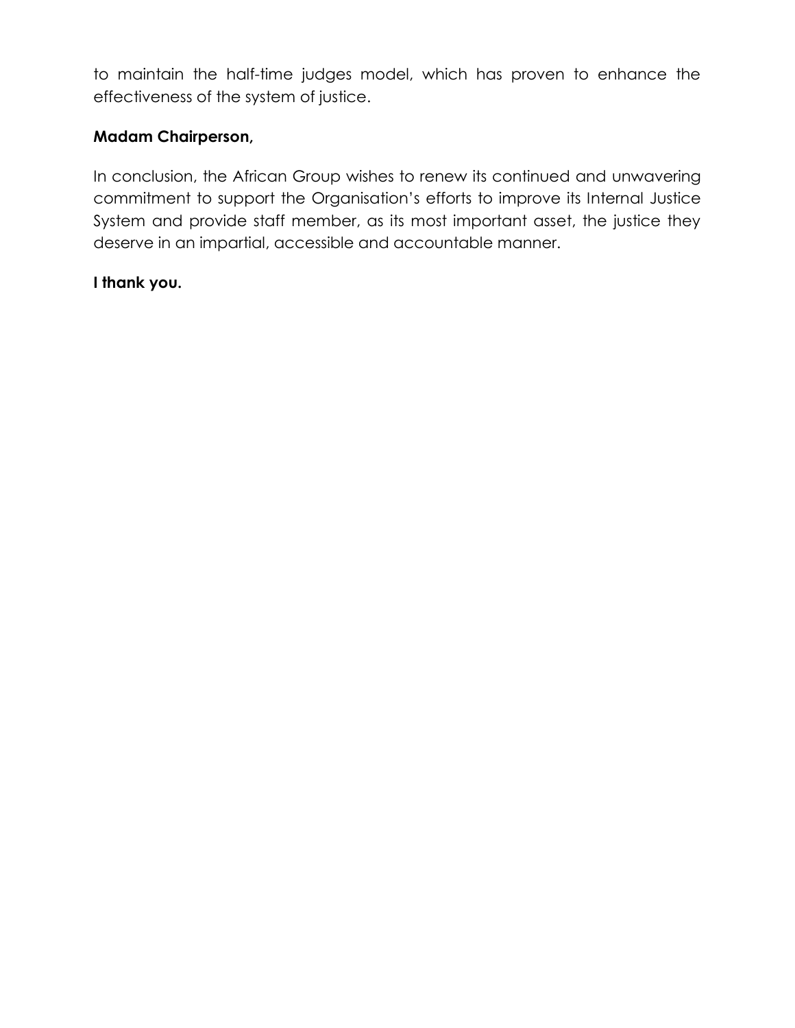to maintain the half-time judges model, which has proven to enhance the effectiveness of the system of justice.

**Madam Chairperson,**

In conclusion, the African Group wishes to renew its continued and unwavering commitment to support the Organisation's efforts to improve its Internal Justice System and provide staff member, as its most important asset, the justice they deserve in an impartial, accessible and accountable manner.

**I thank you.**